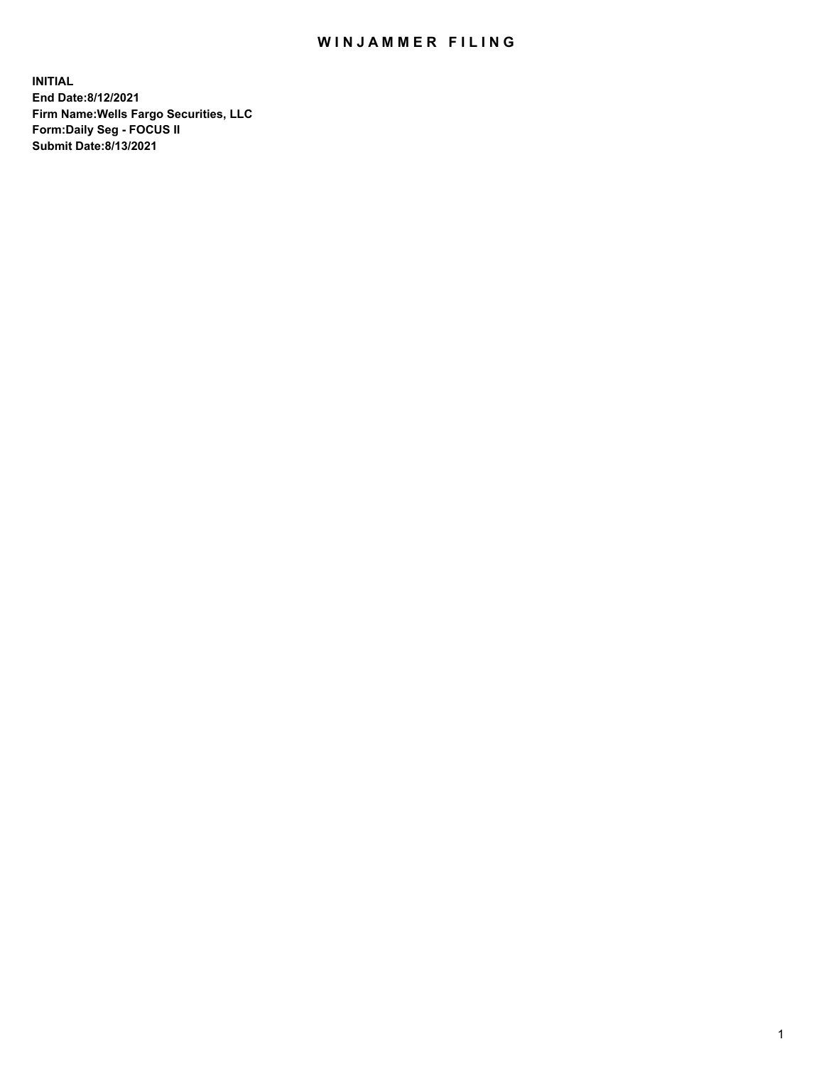# WINJAMMER FILING

**INITIAL**
**End Date:8/12/2021**
**Firm Name:Wells Fargo Securities, LLC**
**Form:Daily Seg - FOCUS II**
**Submit Date:8/13/2021**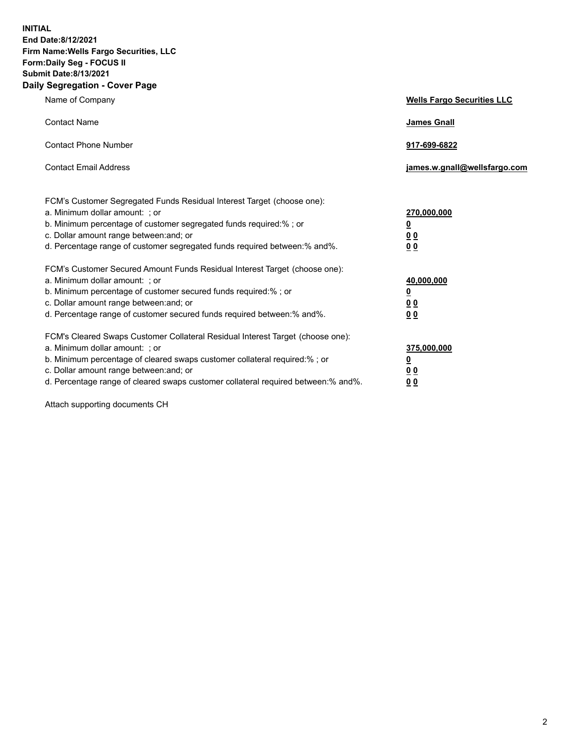**INITIAL**
**End Date:8/12/2021**
**Firm Name:Wells Fargo Securities, LLC**
**Form:Daily Seg - FOCUS II**
**Submit Date:8/13/2021**

## Daily Segregation - Cover Page

| | |
|---|---|
| Name of Company | **Wells Fargo Securities LLC** |
| Contact Name | **James Gnall** |
| Contact Phone Number | **917-699-6822** |
| Contact Email Address | **james.w.gnall@wellsfargo.com** |

| | |
|---|---|
| FCM's Customer Segregated Funds Residual Interest Target (choose one): | |
| a. Minimum dollar amount: ; or | **270,000,000** |
| b. Minimum percentage of customer segregated funds required:% ; or | **0** |
| c. Dollar amount range between:and; or | **0 0** |
| d. Percentage range of customer segregated funds required between:% and%. | **0 0** |
| FCM's Customer Secured Amount Funds Residual Interest Target (choose one): | |
| a. Minimum dollar amount: ; or | **40,000,000** |
| b. Minimum percentage of customer secured funds required:% ; or | **0** |
| c. Dollar amount range between:and; or | **0 0** |
| d. Percentage range of customer secured funds required between:% and%. | **0 0** |
| FCM's Cleared Swaps Customer Collateral Residual Interest Target (choose one): | |
| a. Minimum dollar amount: ; or | **375,000,000** |
| b. Minimum percentage of cleared swaps customer collateral required:% ; or | **0** |
| c. Dollar amount range between:and; or | **0 0** |
| d. Percentage range of cleared swaps customer collateral required between:% and%. | **0 0** |

Attach supporting documents CH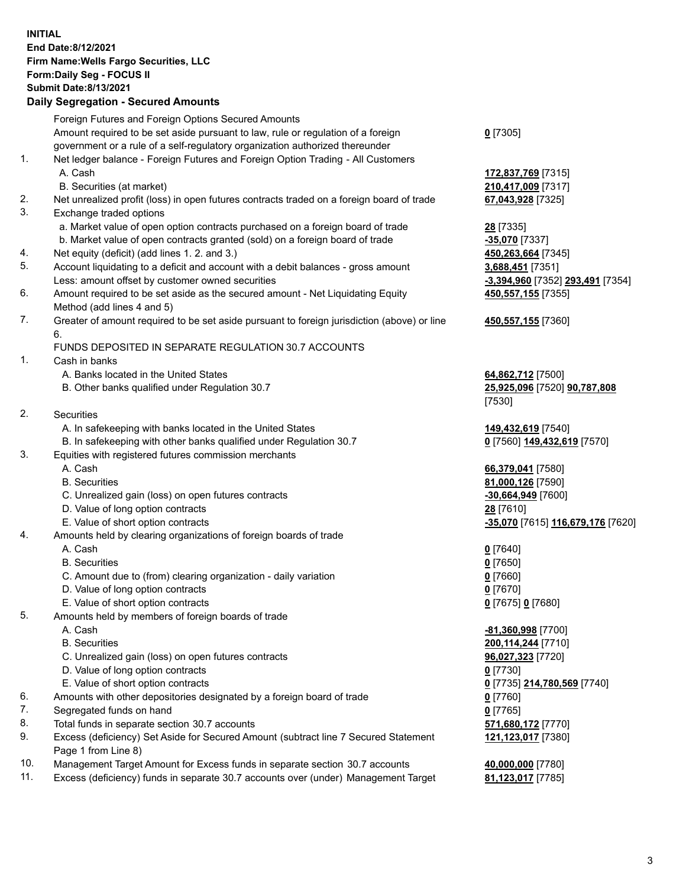**INITIAL**
**End Date:8/12/2021**
**Firm Name:Wells Fargo Securities, LLC**
**Form:Daily Seg - FOCUS II**
**Submit Date:8/13/2021**

### Daily Segregation - Secured Amounts

| | | |
|---|---|---|
| | Foreign Futures and Foreign Options Secured Amounts | |
| | Amount required to be set aside pursuant to law, rule or regulation of a foreign government or a rule of a self-regulatory organization authorized thereunder | **0** [7305] |
| 1. | Net ledger balance - Foreign Futures and Foreign Option Trading - All Customers | |
| | A. Cash | **172,837,769** [7315] |
| | B. Securities (at market) | **210,417,009** [7317] |
| 2. | Net unrealized profit (loss) in open futures contracts traded on a foreign board of trade | **67,043,928** [7325] |
| 3. | Exchange traded options | |
| | a. Market value of open option contracts purchased on a foreign board of trade | **28** [7335] |
| | b. Market value of open contracts granted (sold) on a foreign board of trade | **-35,070** [7337] |
| 4. | Net equity (deficit) (add lines 1. 2. and 3.) | **450,263,664** [7345] |
| 5. | Account liquidating to a deficit and account with a debit balances - gross amount | **3,688,451** [7351] |
| | Less: amount offset by customer owned securities | **-3,394,960** [7352] **293,491** [7354] |
| 6. | Amount required to be set aside as the secured amount - Net Liquidating Equity Method (add lines 4 and 5) | **450,557,155** [7355] |
| 7. | Greater of amount required to be set aside pursuant to foreign jurisdiction (above) or line 6. | **450,557,155** [7360] |
| | FUNDS DEPOSITED IN SEPARATE REGULATION 30.7 ACCOUNTS | |
| 1. | Cash in banks | |
| | A. Banks located in the United States | **64,862,712** [7500] |
| | B. Other banks qualified under Regulation 30.7 | **25,925,096** [7520] **90,787,808** [7530] |
| 2. | Securities | |
| | A. In safekeeping with banks located in the United States | **149,432,619** [7540] |
| | B. In safekeeping with other banks qualified under Regulation 30.7 | **0** [7560] **149,432,619** [7570] |
| 3. | Equities with registered futures commission merchants | |
| | A. Cash | **66,379,041** [7580] |
| | B. Securities | **81,000,126** [7590] |
| | C. Unrealized gain (loss) on open futures contracts | **-30,664,949** [7600] |
| | D. Value of long option contracts | **28** [7610] |
| | E. Value of short option contracts | **-35,070** [7615] **116,679,176** [7620] |
| 4. | Amounts held by clearing organizations of foreign boards of trade | |
| | A. Cash | **0** [7640] |
| | B. Securities | **0** [7650] |
| | C. Amount due to (from) clearing organization - daily variation | **0** [7660] |
| | D. Value of long option contracts | **0** [7670] |
| | E. Value of short option contracts | **0** [7675] **0** [7680] |
| 5. | Amounts held by members of foreign boards of trade | |
| | A. Cash | **-81,360,998** [7700] |
| | B. Securities | **200,114,244** [7710] |
| | C. Unrealized gain (loss) on open futures contracts | **96,027,323** [7720] |
| | D. Value of long option contracts | **0** [7730] |
| | E. Value of short option contracts | **0** [7735] **214,780,569** [7740] |
| 6. | Amounts with other depositories designated by a foreign board of trade | **0** [7760] |
| 7. | Segregated funds on hand | **0** [7765] |
| 8. | Total funds in separate section 30.7 accounts | **571,680,172** [7770] |
| 9. | Excess (deficiency) Set Aside for Secured Amount (subtract line 7 Secured Statement Page 1 from Line 8) | **121,123,017** [7380] |
| 10. | Management Target Amount for Excess funds in separate section 30.7 accounts | **40,000,000** [7780] |
| 11. | Excess (deficiency) funds in separate 30.7 accounts over (under) Management Target | **81,123,017** [7785] |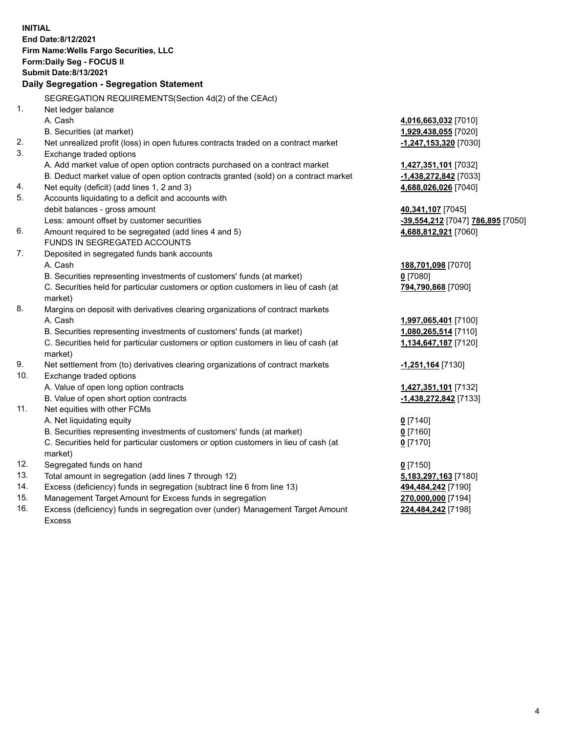**INITIAL**
**End Date:8/12/2021**
**Firm Name:Wells Fargo Securities, LLC**
**Form:Daily Seg - FOCUS II**
**Submit Date:8/13/2021**

## Daily Segregation - Segregation Statement

SEGREGATION REQUIREMENTS(Section 4d(2) of the CEAct)

| | | |
|---|---|---|
| 1. | Net ledger balance | |
| | A. Cash | **4,016,663,032** [7010] |
| | B. Securities (at market) | **1,929,438,055** [7020] |
| 2. | Net unrealized profit (loss) in open futures contracts traded on a contract market | **-1,247,153,320** [7030] |
| 3. | Exchange traded options | |
| | A. Add market value of open option contracts purchased on a contract market | **1,427,351,101** [7032] |
| | B. Deduct market value of open option contracts granted (sold) on a contract market | **-1,438,272,842** [7033] |
| 4. | Net equity (deficit) (add lines 1, 2 and 3) | **4,688,026,026** [7040] |
| 5. | Accounts liquidating to a deficit and accounts with | |
| | debit balances - gross amount | **40,341,107** [7045] |
| | Less: amount offset by customer securities | **-39,554,212** [7047] **786,895** [7050] |
| 6. | Amount required to be segregated (add lines 4 and 5) | **4,688,812,921** [7060] |
| | FUNDS IN SEGREGATED ACCOUNTS | |
| 7. | Deposited in segregated funds bank accounts | |
| | A. Cash | **188,701,098** [7070] |
| | B. Securities representing investments of customers' funds (at market) | **0** [7080] |
| | C. Securities held for particular customers or option customers in lieu of cash (at market) | **794,790,868** [7090] |
| 8. | Margins on deposit with derivatives clearing organizations of contract markets | |
| | A. Cash | **1,997,065,401** [7100] |
| | B. Securities representing investments of customers' funds (at market) | **1,080,265,514** [7110] |
| | C. Securities held for particular customers or option customers in lieu of cash (at market) | **1,134,647,187** [7120] |
| 9. | Net settlement from (to) derivatives clearing organizations of contract markets | **-1,251,164** [7130] |
| 10. | Exchange traded options | |
| | A. Value of open long option contracts | **1,427,351,101** [7132] |
| | B. Value of open short option contracts | **-1,438,272,842** [7133] |
| 11. | Net equities with other FCMs | |
| | A. Net liquidating equity | **0** [7140] |
| | B. Securities representing investments of customers' funds (at market) | **0** [7160] |
| | C. Securities held for particular customers or option customers in lieu of cash (at market) | **0** [7170] |
| 12. | Segregated funds on hand | **0** [7150] |
| 13. | Total amount in segregation (add lines 7 through 12) | **5,183,297,163** [7180] |
| 14. | Excess (deficiency) funds in segregation (subtract line 6 from line 13) | **494,484,242** [7190] |
| 15. | Management Target Amount for Excess funds in segregation | **270,000,000** [7194] |
| 16. | Excess (deficiency) funds in segregation over (under) Management Target Amount Excess | **224,484,242** [7198] |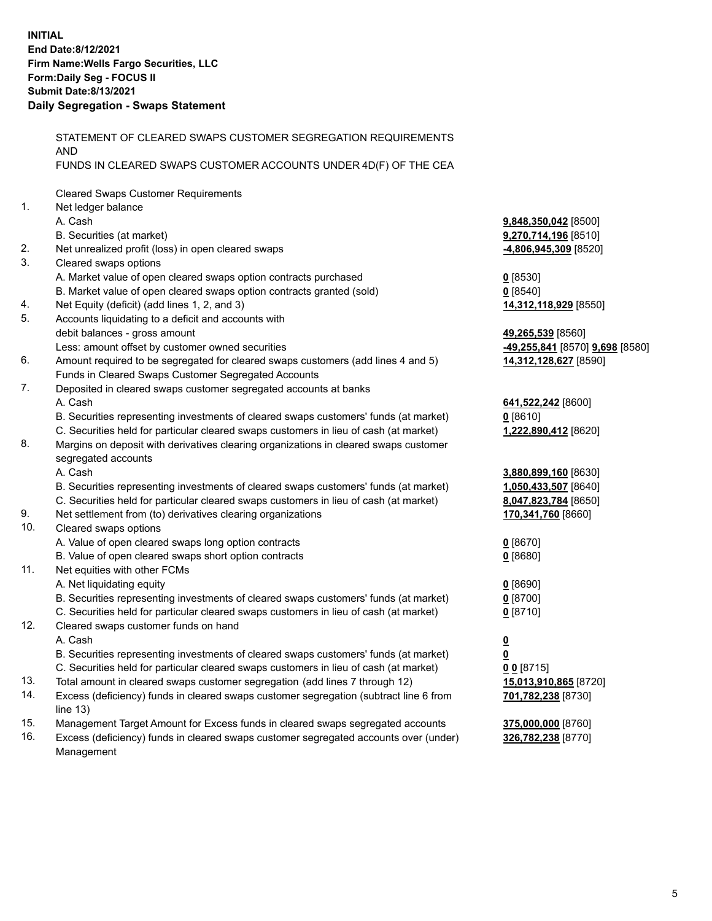**INITIAL**
**End Date:8/12/2021**
**Firm Name:Wells Fargo Securities, LLC**
**Form:Daily Seg - FOCUS II**
**Submit Date:8/13/2021**
**Daily Segregation - Swaps Statement**

STATEMENT OF CLEARED SWAPS CUSTOMER SEGREGATION REQUIREMENTS AND FUNDS IN CLEARED SWAPS CUSTOMER ACCOUNTS UNDER 4D(F) OF THE CEA

| | | |
|---|---|---|
| | Cleared Swaps Customer Requirements | |
| 1. | Net ledger balance | |
| | A. Cash | **9,848,350,042** [8500] |
| | B. Securities (at market) | **9,270,714,196** [8510] |
| 2. | Net unrealized profit (loss) in open cleared swaps | **-4,806,945,309** [8520] |
| 3. | Cleared swaps options | |
| | A. Market value of open cleared swaps option contracts purchased | **0** [8530] |
| | B. Market value of open cleared swaps option contracts granted (sold) | **0** [8540] |
| 4. | Net Equity (deficit) (add lines 1, 2, and 3) | **14,312,118,929** [8550] |
| 5. | Accounts liquidating to a deficit and accounts with debit balances - gross amount | **49,265,539** [8560] |
| | Less: amount offset by customer owned securities | **-49,255,841** [8570] **9,698** [8580] |
| 6. | Amount required to be segregated for cleared swaps customers (add lines 4 and 5) | **14,312,128,627** [8590] |
| | Funds in Cleared Swaps Customer Segregated Accounts | |
| 7. | Deposited in cleared swaps customer segregated accounts at banks | |
| | A. Cash | **641,522,242** [8600] |
| | B. Securities representing investments of cleared swaps customers' funds (at market) | **0** [8610] |
| | C. Securities held for particular cleared swaps customers in lieu of cash (at market) | **1,222,890,412** [8620] |
| 8. | Margins on deposit with derivatives clearing organizations in cleared swaps customer segregated accounts | |
| | A. Cash | **3,880,899,160** [8630] |
| | B. Securities representing investments of cleared swaps customers' funds (at market) | **1,050,433,507** [8640] |
| | C. Securities held for particular cleared swaps customers in lieu of cash (at market) | **8,047,823,784** [8650] |
| 9. | Net settlement from (to) derivatives clearing organizations | **170,341,760** [8660] |
| 10. | Cleared swaps options | |
| | A. Value of open cleared swaps long option contracts | **0** [8670] |
| | B. Value of open cleared swaps short option contracts | **0** [8680] |
| 11. | Net equities with other FCMs | |
| | A. Net liquidating equity | **0** [8690] |
| | B. Securities representing investments of cleared swaps customers' funds (at market) | **0** [8700] |
| | C. Securities held for particular cleared swaps customers in lieu of cash (at market) | **0** [8710] |
| 12. | Cleared swaps customer funds on hand | |
| | A. Cash | **0** |
| | B. Securities representing investments of cleared swaps customers' funds (at market) | **0** |
| | C. Securities held for particular cleared swaps customers in lieu of cash (at market) | **0** **0** [8715] |
| 13. | Total amount in cleared swaps customer segregation (add lines 7 through 12) | **15,013,910,865** [8720] |
| 14. | Excess (deficiency) funds in cleared swaps customer segregation (subtract line 6 from line 13) | **701,782,238** [8730] |
| 15. | Management Target Amount for Excess funds in cleared swaps segregated accounts | **375,000,000** [8760] |
| 16. | Excess (deficiency) funds in cleared swaps customer segregated accounts over (under) Management | **326,782,238** [8770] |